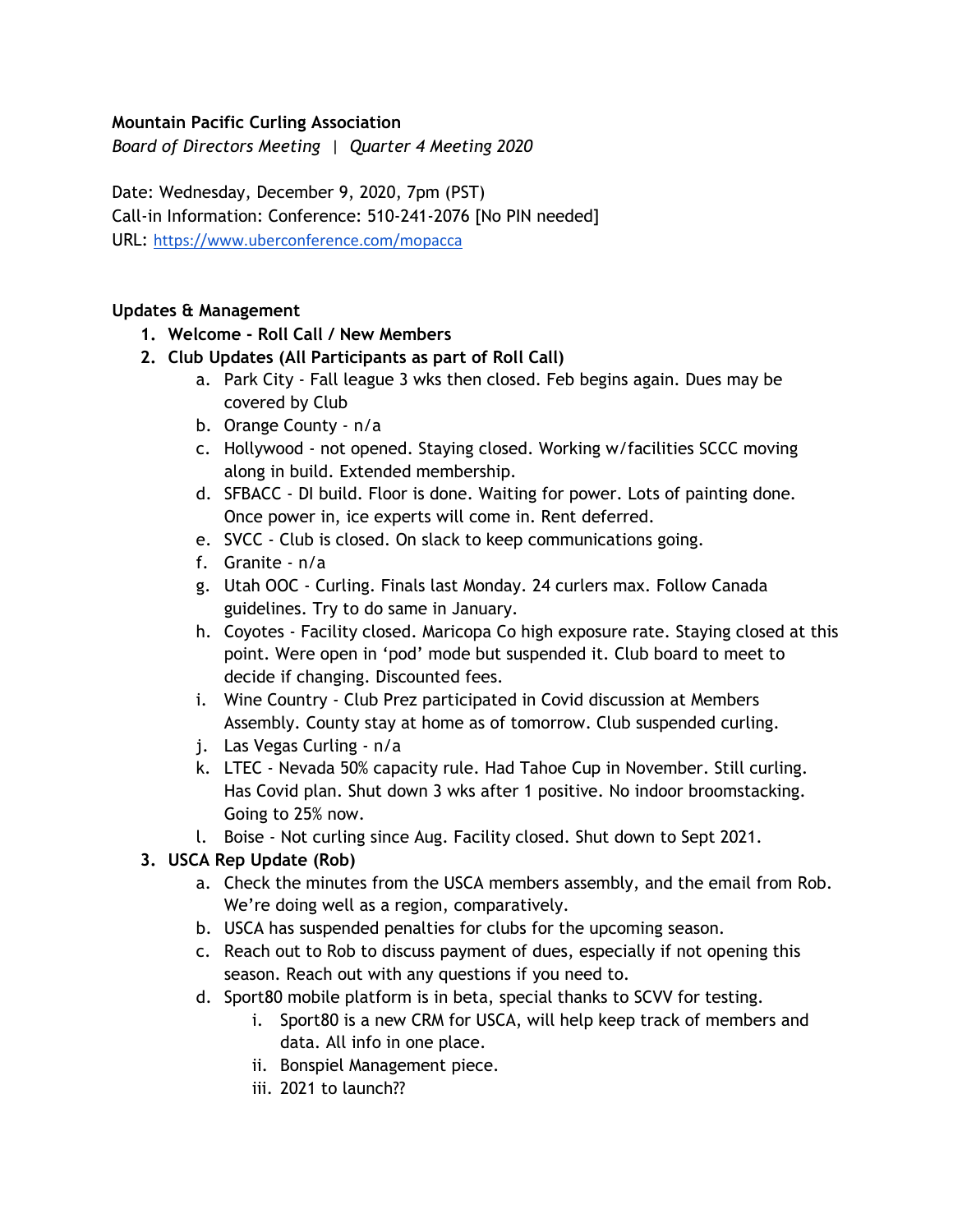**Mountain Pacific Curling Association**

*Board of Directors Meeting | Quarter 4 Meeting 2020*

Date: Wednesday, December 9, 2020, 7pm (PST)
Call-in Information: Conference: 510-241-2076 [No PIN needed]
URL: https://www.uberconference.com/mopacca

**Updates & Management**

1. **Welcome - Roll Call / New Members**
2. **Club Updates (All Participants as part of Roll Call)**
    a. Park City - Fall league 3 wks then closed. Feb begins again. Dues may be covered by Club
    b. Orange County - n/a
    c. Hollywood - not opened. Staying closed. Working w/facilities SCCC moving along in build. Extended membership.
    d. SFBACC - DI build. Floor is done. Waiting for power. Lots of painting done. Once power in, ice experts will come in. Rent deferred.
    e. SVCC - Club is closed. On slack to keep communications going.
    f. Granite - n/a
    g. Utah OOC - Curling. Finals last Monday. 24 curlers max. Follow Canada guidelines. Try to do same in January.
    h. Coyotes - Facility closed. Maricopa Co high exposure rate. Staying closed at this point. Were open in 'pod' mode but suspended it. Club board to meet to decide if changing. Discounted fees.
    i. Wine Country - Club Prez participated in Covid discussion at Members Assembly. County stay at home as of tomorrow. Club suspended curling.
    j. Las Vegas Curling - n/a
    k. LTEC - Nevada 50% capacity rule. Had Tahoe Cup in November. Still curling. Has Covid plan. Shut down 3 wks after 1 positive. No indoor broomstacking. Going to 25% now.
    l. Boise - Not curling since Aug. Facility closed. Shut down to Sept 2021.
3. **USCA Rep Update (Rob)**
    a. Check the minutes from the USCA members assembly, and the email from Rob. We're doing well as a region, comparatively.
    b. USCA has suspended penalties for clubs for the upcoming season.
    c. Reach out to Rob to discuss payment of dues, especially if not opening this season. Reach out with any questions if you need to.
    d. Sport80 mobile platform is in beta, special thanks to SCVV for testing.
        i. Sport80 is a new CRM for USCA, will help keep track of members and data. All info in one place.
        ii. Bonspiel Management piece.
        iii. 2021 to launch??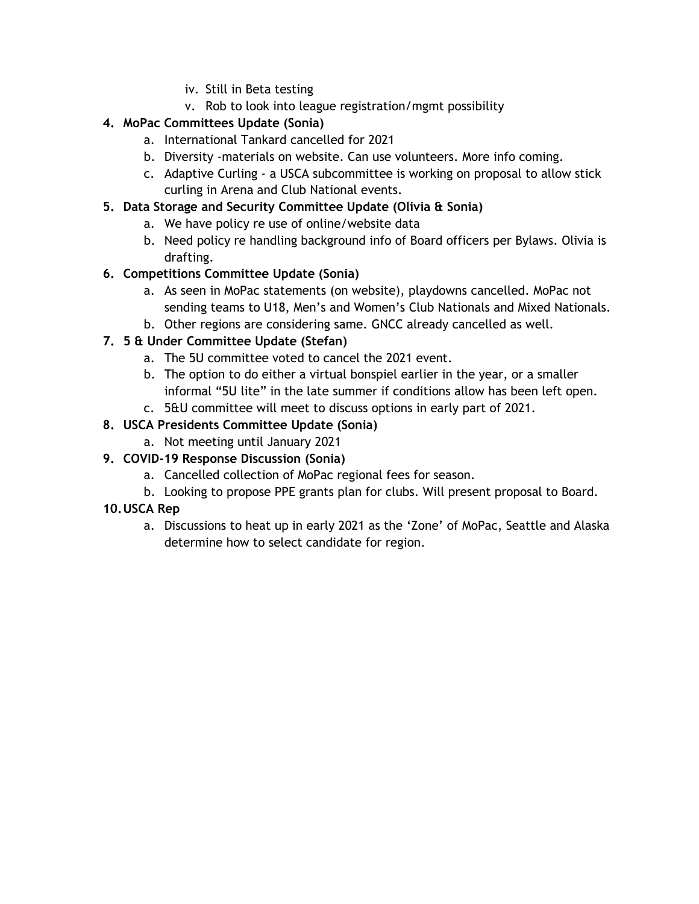iv. Still in Beta testing
    v. Rob to look into league registration/mgmt possibility

4. **MoPac Committees Update (Sonia)**
    a. International Tankard cancelled for 2021
    b. Diversity -materials on website. Can use volunteers. More info coming.
    c. Adaptive Curling - a USCA subcommittee is working on proposal to allow stick curling in Arena and Club National events.
5. **Data Storage and Security Committee Update (Olivia & Sonia)**
    a. We have policy re use of online/website data
    b. Need policy re handling background info of Board officers per Bylaws. Olivia is drafting.
6. **Competitions Committee Update (Sonia)**
    a. As seen in MoPac statements (on website), playdowns cancelled. MoPac not sending teams to U18, Men's and Women's Club Nationals and Mixed Nationals.
    b. Other regions are considering same. GNCC already cancelled as well.
7. **5 & Under Committee Update (Stefan)**
    a. The 5U committee voted to cancel the 2021 event.
    b. The option to do either a virtual bonspiel earlier in the year, or a smaller informal "5U lite" in the late summer if conditions allow has been left open.
    c. 5&U committee will meet to discuss options in early part of 2021.
8. **USCA Presidents Committee Update (Sonia)**
    a. Not meeting until January 2021
9. **COVID-19 Response Discussion (Sonia)**
    a. Cancelled collection of MoPac regional fees for season.
    b. Looking to propose PPE grants plan for clubs. Will present proposal to Board.
10. **USCA Rep**
    a. Discussions to heat up in early 2021 as the 'Zone' of MoPac, Seattle and Alaska determine how to select candidate for region.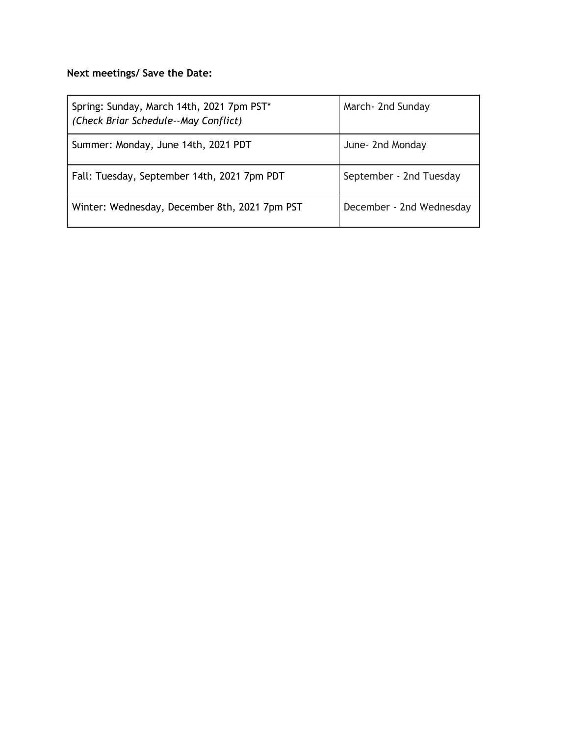**Next meetings/ Save the Date:**

| | |
|---|---|
| Spring: Sunday, March 14th, 2021 7pm PST*<br>*(Check Briar Schedule--May Conflict)* | March- 2nd Sunday |
| Summer: Monday, June 14th, 2021 PDT | June- 2nd Monday |
| Fall: Tuesday, September 14th, 2021 7pm PDT | September - 2nd Tuesday |
| Winter: Wednesday, December 8th, 2021 7pm PST | December - 2nd Wednesday |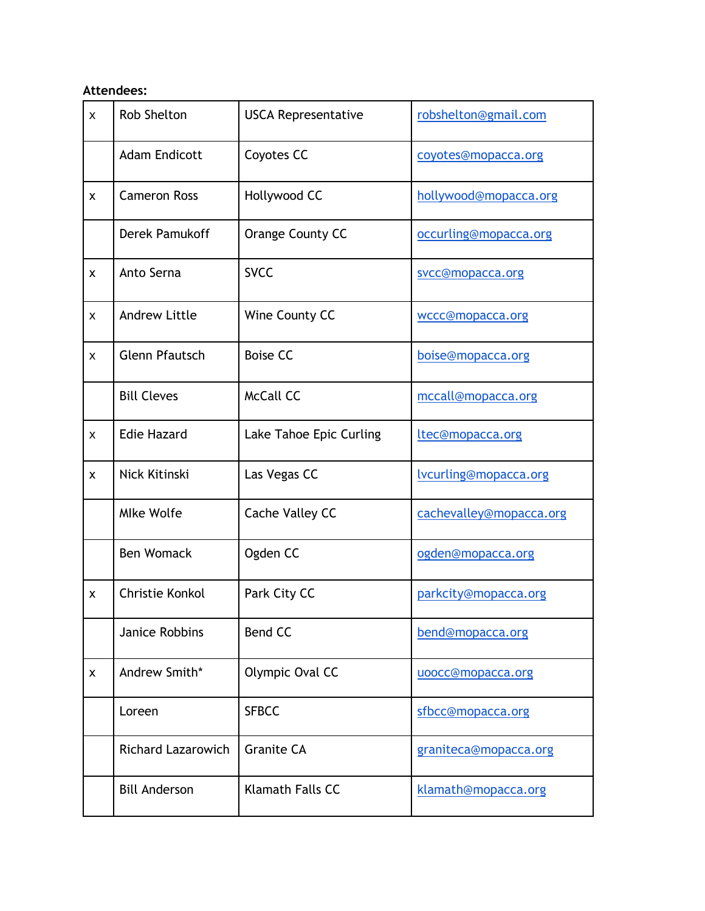**Attendees:**

| | | | |
|---|---|---|---|
| x | Rob Shelton | USCA Representative | robshelton@gmail.com |
| | Adam Endicott | Coyotes CC | coyotes@mopacca.org |
| x | Cameron Ross | Hollywood CC | hollywood@mopacca.org |
| | Derek Pamukoff | Orange County CC | occurling@mopacca.org |
| x | Anto Serna | SVCC | svcc@mopacca.org |
| x | Andrew Little | Wine County CC | wccc@mopacca.org |
| x | Glenn Pfautsch | Boise CC | boise@mopacca.org |
| | Bill Cleves | McCall CC | mccall@mopacca.org |
| x | Edie Hazard | Lake Tahoe Epic Curling | ltec@mopacca.org |
| x | Nick Kitinski | Las Vegas CC | lvcurling@mopacca.org |
| | MIke Wolfe | Cache Valley CC | cachevalley@mopacca.org |
| | Ben Womack | Ogden CC | ogden@mopacca.org |
| x | Christie Konkol | Park City CC | parkcity@mopacca.org |
| | Janice Robbins | Bend CC | bend@mopacca.org |
| x | Andrew Smith* | Olympic Oval CC | uoocc@mopacca.org |
| | Loreen | SFBCC | sfbcc@mopacca.org |
| | Richard Lazarowich | Granite CA | graniteca@mopacca.org |
| | Bill Anderson | Klamath Falls CC | klamath@mopacca.org |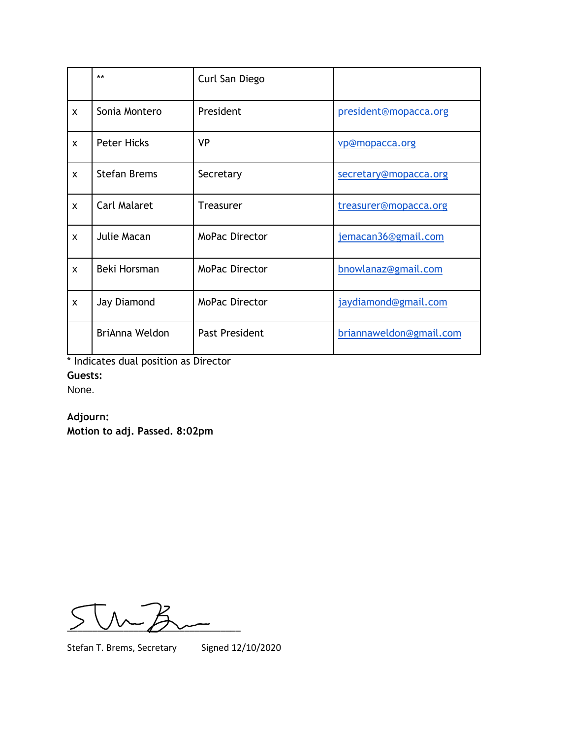| | | | |
|---|---|---|---|
| | ** | Curl San Diego | |
| x | Sonia Montero | President | president@mopacca.org |
| x | Peter Hicks | VP | vp@mopacca.org |
| x | Stefan Brems | Secretary | secretary@mopacca.org |
| x | Carl Malaret | Treasurer | treasurer@mopacca.org |
| x | Julie Macan | MoPac Director | jemacan36@gmail.com |
| x | Beki Horsman | MoPac Director | bnowlanaz@gmail.com |
| x | Jay Diamond | MoPac Director | jaydiamond@gmail.com |
| | BriAnna Weldon | Past President | briannaweldon@gmail.com |

* Indicates dual position as Director

**Guests:**

None.

**Adjourn:**

**Motion to adj. Passed. 8:02pm**

Stefan T. Brems, Secretary Signed 12/10/2020